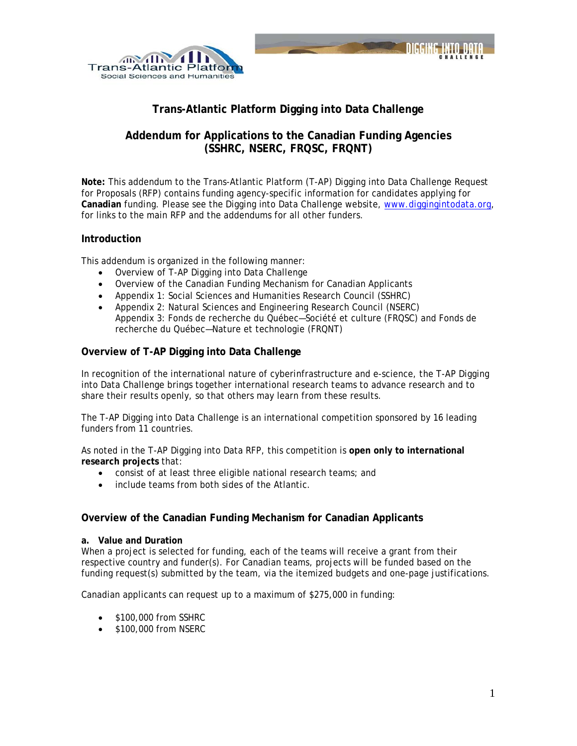# Trans-Atlantic Platform Digging into Data Challenge

## Addendum for Applications to the Canadian Funding Agencies (SSHRC, NSERC, FRQSC, FRQNT)

**Note:** This addendum to the Trans-Atlantic Platform (T-AP) Digging into Data Challenge Request for Proposals (RFP) contains funding agency-specific information for candidates applying for **Canadian** funding. Please see the Digging into Data Challenge website, www.diggingintodata.org, for links to the main RFP and the addendums for all other funders.

### Introduction

This addendum is organized in the following manner:

- Overview of T-AP Digging into Data Challenge
- Overview of the Canadian Funding Mechanism for Canadian Applicants
- Appendix 1: Social Sciences and Humanities Research Council (SSHRC)
- Appendix 2: Natural Sciences and Engineering Research Council (NSERC)
  Appendix 3: Fonds de recherche du Québec—Société et culture (FRQSC) and Fonds de recherche du Québec—Nature et technologie (FRQNT)

### Overview of T-AP Digging into Data Challenge

In recognition of the international nature of cyberinfrastructure and e-science, the T-AP Digging into Data Challenge brings together international research teams to advance research and to share their results openly, so that others may learn from these results.

The T-AP Digging into Data Challenge is an international competition sponsored by 16 leading funders from 11 countries.

As noted in the T-AP Digging into Data RFP, this competition is **open only to international research projects** that:

- consist of at least three eligible national research teams; and
- include teams from both sides of the Atlantic.

### Overview of the Canadian Funding Mechanism for Canadian Applicants

**a. Value and Duration**

When a project is selected for funding, each of the teams will receive a grant from their respective country and funder(s). For Canadian teams, projects will be funded based on the funding request(s) submitted by the team, via the itemized budgets and one-page justifications.

Canadian applicants can request up to a maximum of $275,000 in funding:

- $100,000 from SSHRC
- $100,000 from NSERC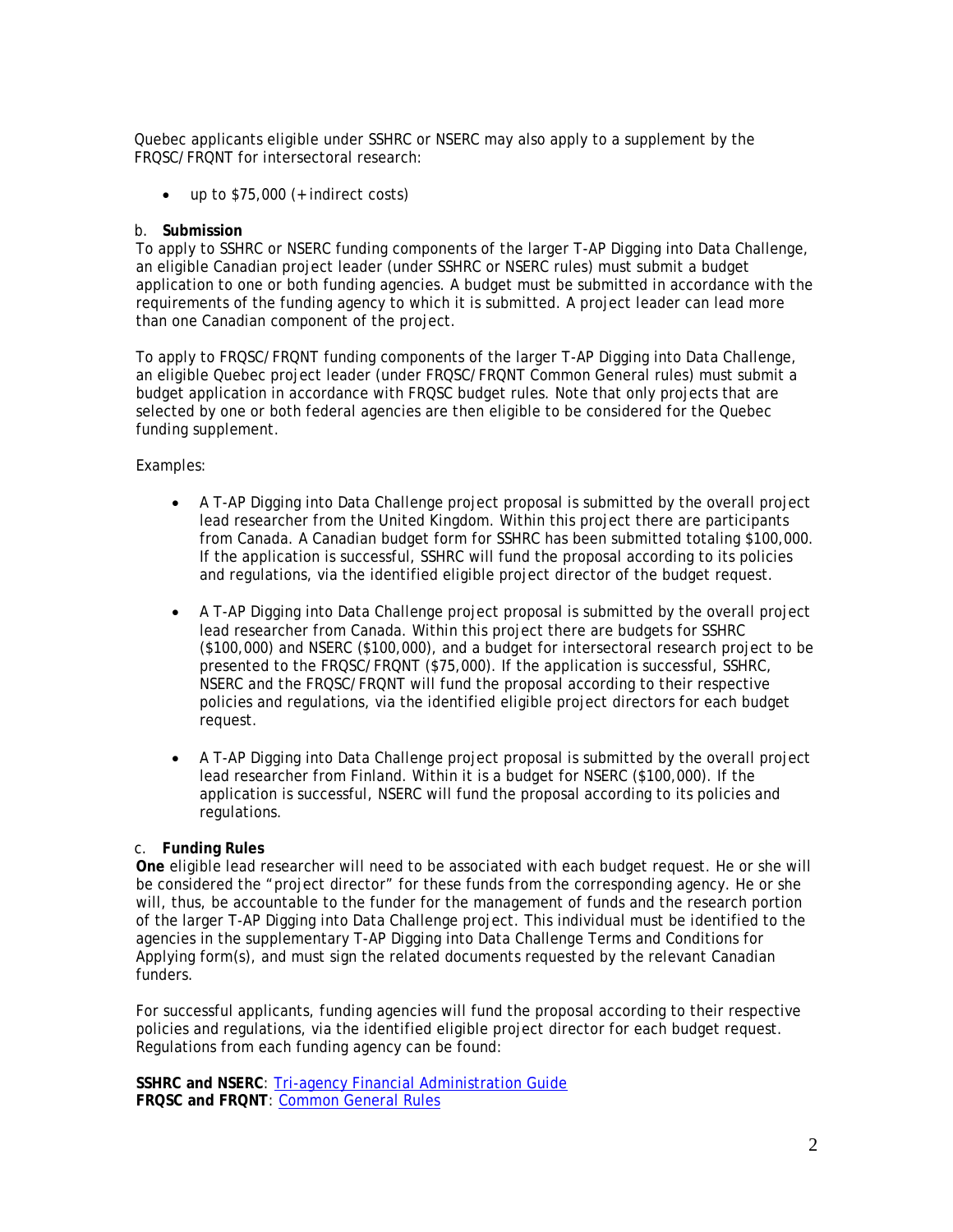Quebec applicants eligible under SSHRC or NSERC may also apply to a supplement by the FRQSC/FRQNT for intersectoral research:

- up to $75,000 (+ indirect costs)

b. **Submission**

To apply to SSHRC or NSERC funding components of the larger T-AP Digging into Data Challenge, an eligible Canadian project leader (under SSHRC or NSERC rules) must submit a budget application to one or both funding agencies. A budget must be submitted in accordance with the requirements of the funding agency to which it is submitted. A project leader can lead more than one Canadian component of the project.

To apply to FRQSC/FRQNT funding components of the larger T-AP Digging into Data Challenge, an eligible Quebec project leader (under FRQSC/FRQNT Common General rules) must submit a budget application in accordance with FRQSC budget rules. Note that only projects that are selected by one or both federal agencies are then eligible to be considered for the Quebec funding supplement.

Examples:

- A T-AP Digging into Data Challenge project proposal is submitted by the overall project lead researcher from the United Kingdom. Within this project there are participants from Canada. A Canadian budget form for SSHRC has been submitted totaling $100,000. If the application is successful, SSHRC will fund the proposal according to its policies and regulations, via the identified eligible project director of the budget request.

- A T-AP Digging into Data Challenge project proposal is submitted by the overall project lead researcher from Canada. Within this project there are budgets for SSHRC ($100,000) and NSERC ($100,000), and a budget for intersectoral research project to be presented to the FRQSC/FRQNT ($75,000). If the application is successful, SSHRC, NSERC and the FRQSC/FRQNT will fund the proposal according to their respective policies and regulations, via the identified eligible project directors for each budget request.

- A T-AP Digging into Data Challenge project proposal is submitted by the overall project lead researcher from Finland. Within it is a budget for NSERC ($100,000). If the application is successful, NSERC will fund the proposal according to its policies and regulations.

c. **Funding Rules**

**One** eligible lead researcher will need to be associated with each budget request. He or she will be considered the "project director" for these funds from the corresponding agency. He or she will, thus, be accountable to the funder for the management of funds and the research portion of the larger T-AP Digging into Data Challenge project. This individual must be identified to the agencies in the supplementary T-AP Digging into Data Challenge Terms and Conditions for Applying form(s), and must sign the related documents requested by the relevant Canadian funders.

For successful applicants, funding agencies will fund the proposal according to their respective policies and regulations, via the identified eligible project director for each budget request. Regulations from each funding agency can be found:

**SSHRC and NSERC**: Tri-agency Financial Administration Guide
**FRQSC and FRQNT**: Common General Rules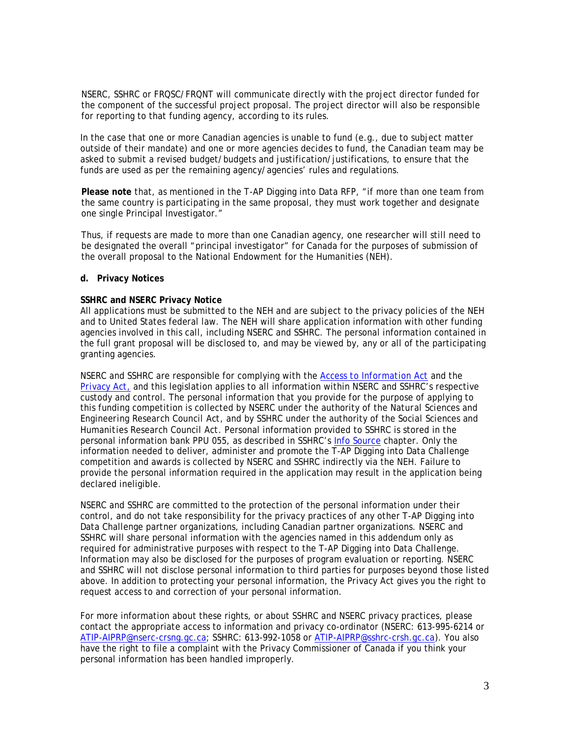NSERC, SSHRC or FRQSC/FRQNT will communicate directly with the project director funded for the component of the successful project proposal. The project director will also be responsible for reporting to that funding agency, according to its rules.

In the case that one or more Canadian agencies is unable to fund (e.g., due to subject matter outside of their mandate) and one or more agencies decides to fund, the Canadian team may be asked to submit a revised budget/budgets and justification/justifications, to ensure that the funds are used as per the remaining agency/agencies' rules and regulations.

**Please note** that, as mentioned in the T-AP Digging into Data RFP, "if more than one team from the same country is participating in the same proposal, they must work together and designate one single Principal Investigator."

Thus, if requests are made to more than one Canadian agency, one researcher will still need to be designated the overall "principal investigator" for Canada for the purposes of submission of the overall proposal to the National Endowment for the Humanities (NEH).

### d. Privacy Notices

**SSHRC and NSERC Privacy Notice**

All applications must be submitted to the NEH and are subject to the privacy policies of the NEH and to United States federal law. The NEH will share application information with other funding agencies involved in this call, including NSERC and SSHRC. The personal information contained in the full grant proposal will be disclosed to, and may be viewed by, any or all of the participating granting agencies.

NSERC and SSHRC are responsible for complying with the Access to Information Act and the Privacy Act, and this legislation applies to all information within NSERC and SSHRC's respective custody and control. The personal information that you provide for the purpose of applying to this funding competition is collected by NSERC under the authority of the Natural Sciences and Engineering Research Council Act, and by SSHRC under the authority of the Social Sciences and Humanities Research Council Act. Personal information provided to SSHRC is stored in the personal information bank PPU 055, as described in SSHRC's Info Source chapter. Only the information needed to deliver, administer and promote the T-AP Digging into Data Challenge competition and awards is collected by NSERC and SSHRC indirectly via the NEH. Failure to provide the personal information required in the application may result in the application being declared ineligible.

NSERC and SSHRC are committed to the protection of the personal information under their control, and do not take responsibility for the privacy practices of any other T-AP Digging into Data Challenge partner organizations, including Canadian partner organizations. NSERC and SSHRC will share personal information with the agencies named in this addendum only as required for administrative purposes with respect to the T-AP Digging into Data Challenge. Information may also be disclosed for the purposes of program evaluation or reporting. NSERC and SSHRC will not disclose personal information to third parties for purposes beyond those listed above. In addition to protecting your personal information, the Privacy Act gives you the right to request access to and correction of your personal information.

For more information about these rights, or about SSHRC and NSERC privacy practices, please contact the appropriate access to information and privacy co-ordinator (NSERC: 613-995-6214 or ATIP-AIPRP@nserc-crsng.gc.ca; SSHRC: 613-992-1058 or ATIP-AIPRP@sshrc-crsh.gc.ca). You also have the right to file a complaint with the Privacy Commissioner of Canada if you think your personal information has been handled improperly.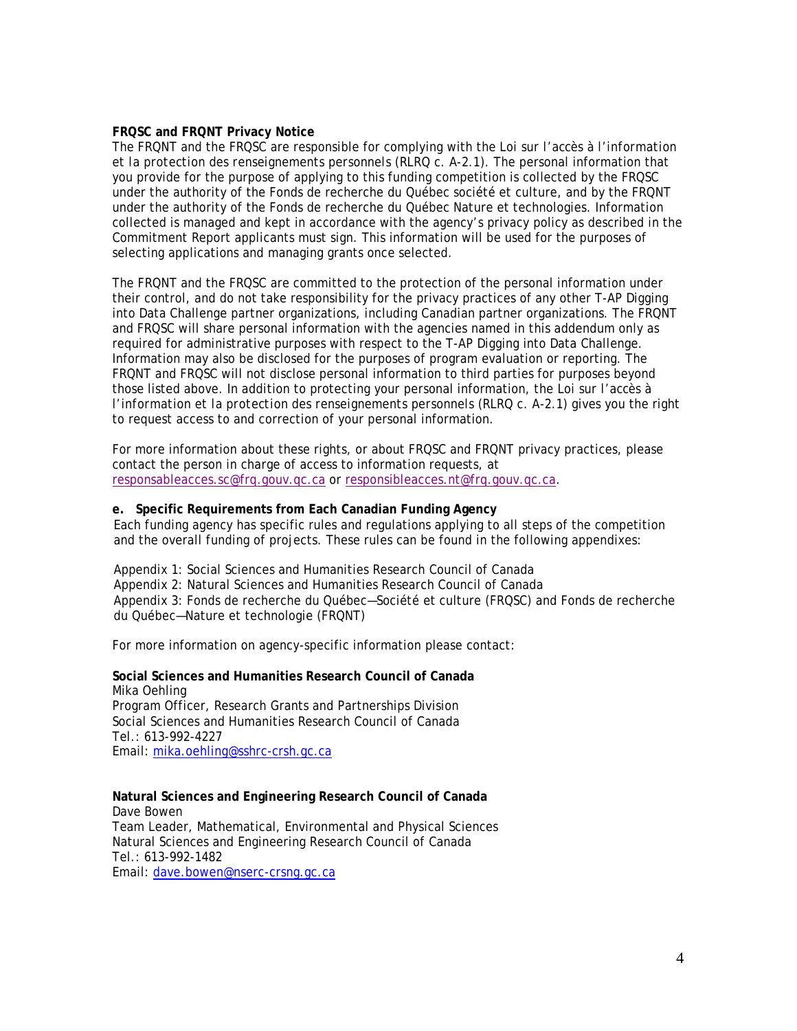**FRQSC and FRQNT Privacy Notice**

The FRQNT and the FRQSC are responsible for complying with the *Loi sur l'accès à l'information et la protection des renseignements personnels* (RLRQ c. A-2.1). The personal information that you provide for the purpose of applying to this funding competition is collected by the FRQSC under the authority of the Fonds de recherche du Québec société et culture, and by the FRQNT under the authority of the Fonds de recherche du Québec Nature et technologies. Information collected is managed and kept in accordance with the agency's privacy policy as described in the Commitment Report applicants must sign. This information will be used for the purposes of selecting applications and managing grants once selected.

The FRQNT and the FRQSC are committed to the protection of the personal information under their control, and do not take responsibility for the privacy practices of any other T-AP Digging into Data Challenge partner organizations, including Canadian partner organizations. The FRQNT and FRQSC will share personal information with the agencies named in this addendum only as required for administrative purposes with respect to the T-AP Digging into Data Challenge. Information may also be disclosed for the purposes of program evaluation or reporting. The FRQNT and FRQSC will not disclose personal information to third parties for purposes beyond those listed above. In addition to protecting your personal information, the *Loi sur l'accès à l'information et la protection des renseignements personnels* (RLRQ c. A-2.1) gives you the right to request access to and correction of your personal information.

For more information about these rights, or about FRQSC and FRQNT privacy practices, please contact the person in charge of access to information requests, at responsableacces.sc@frq.gouv.qc.ca or responsibleacces.nt@frq.gouv.qc.ca.

**e. Specific Requirements from Each Canadian Funding Agency**

Each funding agency has specific rules and regulations applying to all steps of the competition and the overall funding of projects. These rules can be found in the following appendixes:

Appendix 1: Social Sciences and Humanities Research Council of Canada
Appendix 2: Natural Sciences and Humanities Research Council of Canada
Appendix 3: Fonds de recherche du Québec—Société et culture (FRQSC) and Fonds de recherche du Québec—Nature et technologie (FRQNT)

For more information on agency-specific information please contact:

**Social Sciences and Humanities Research Council of Canada**
Mika Oehling
Program Officer, Research Grants and Partnerships Division
Social Sciences and Humanities Research Council of Canada
Tel.: 613-992-4227
Email: mika.oehling@sshrc-crsh.gc.ca

**Natural Sciences and Engineering Research Council of Canada**
Dave Bowen
Team Leader, Mathematical, Environmental and Physical Sciences
Natural Sciences and Engineering Research Council of Canada
Tel.: 613-992-1482
Email: dave.bowen@nserc-crsng.gc.ca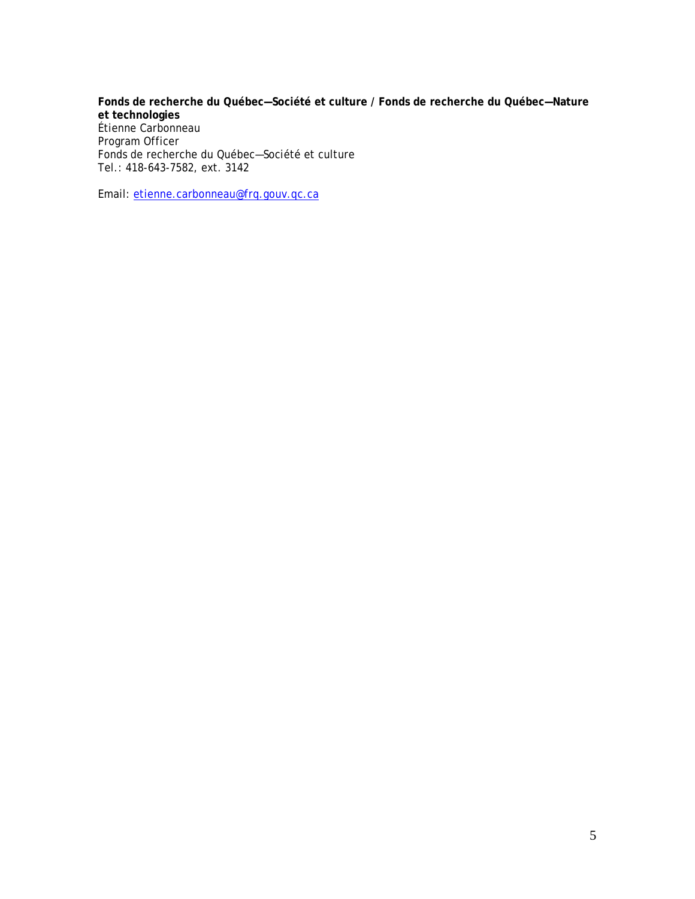**Fonds de recherche du Québec—Société et culture / Fonds de recherche du Québec—Nature et technologies**
Étienne Carbonneau
Program Officer
Fonds de recherche du Québec—Société et culture
Tel.: 418-643-7582, ext. 3142

Email: etienne.carbonneau@frq.gouv.qc.ca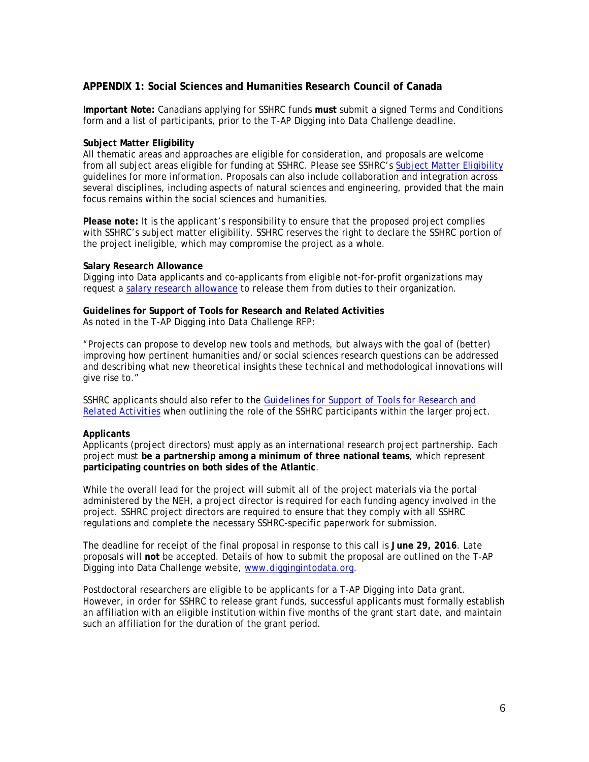## APPENDIX 1: Social Sciences and Humanities Research Council of Canada

**Important Note:** Canadians applying for SSHRC funds **must** submit a signed Terms and Conditions form and a list of participants, prior to the T-AP Digging into Data Challenge deadline.

**Subject Matter Eligibility**
All thematic areas and approaches are eligible for consideration, and proposals are welcome from all subject areas eligible for funding at SSHRC. Please see SSHRC's Subject Matter Eligibility guidelines for more information. Proposals can also include collaboration and integration across several disciplines, including aspects of natural sciences and engineering, provided that the main focus remains within the social sciences and humanities.

**Please note:** It is the applicant's responsibility to ensure that the proposed project complies with SSHRC's subject matter eligibility. SSHRC reserves the right to declare the SSHRC portion of the project ineligible, which may compromise the project as a whole.

**Salary Research Allowance**
Digging into Data applicants and co-applicants from eligible not-for-profit organizations may request a salary research allowance to release them from duties to their organization.

**Guidelines for Support of Tools for Research and Related Activities**
As noted in the T-AP Digging into Data Challenge RFP:

"Projects can propose to develop new tools and methods, but always with the goal of (better) improving how pertinent humanities and/or social sciences research questions can be addressed and describing what new theoretical insights these technical and methodological innovations will give rise to."

SSHRC applicants should also refer to the Guidelines for Support of Tools for Research and Related Activities when outlining the role of the SSHRC participants within the larger project.

**Applicants**
Applicants (project directors) must apply as an international research project partnership. Each project must **be a partnership among a minimum of three national teams**, which represent **participating countries on both sides of the Atlantic**.

While the overall lead for the project will submit all of the project materials via the portal administered by the NEH, a project director is required for each funding agency involved in the project. SSHRC project directors are required to ensure that they comply with all SSHRC regulations and complete the necessary SSHRC-specific paperwork for submission.

The deadline for receipt of the final proposal in response to this call is **June 29, 2016**. Late proposals will **not** be accepted. Details of how to submit the proposal are outlined on the T-AP Digging into Data Challenge website, www.diggingintodata.org.

Postdoctoral researchers are eligible to be applicants for a T-AP Digging into Data grant. However, in order for SSHRC to release grant funds, successful applicants must formally establish an affiliation with an eligible institution within five months of the grant start date, and maintain such an affiliation for the duration of the grant period.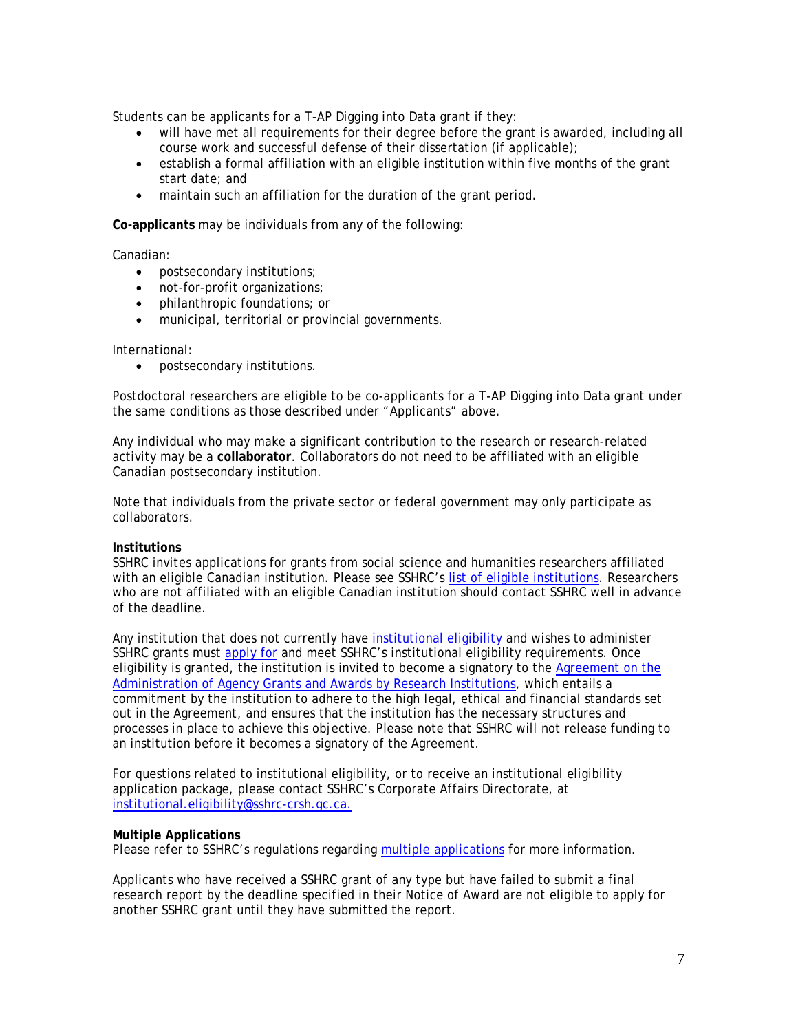Students can be applicants for a T-AP Digging into Data grant if they:

- will have met all requirements for their degree before the grant is awarded, including all course work and successful defense of their dissertation (if applicable);
- establish a formal affiliation with an eligible institution within five months of the grant start date; and
- maintain such an affiliation for the duration of the grant period.

**Co-applicants** may be individuals from any of the following:

Canadian:

- postsecondary institutions;
- not-for-profit organizations;
- philanthropic foundations; or
- municipal, territorial or provincial governments.

International:

- postsecondary institutions.

Postdoctoral researchers are eligible to be co-applicants for a T-AP Digging into Data grant under the same conditions as those described under “Applicants” above.

Any individual who may make a significant contribution to the research or research-related activity may be a **collaborator**. Collaborators do not need to be affiliated with an eligible Canadian postsecondary institution.

Note that individuals from the private sector or federal government may only participate as collaborators.

**Institutions**

SSHRC invites applications for grants from social science and humanities researchers affiliated with an eligible Canadian institution. Please see SSHRC’s list of eligible institutions. Researchers who are not affiliated with an eligible Canadian institution should contact SSHRC well in advance of the deadline.

Any institution that does not currently have institutional eligibility and wishes to administer SSHRC grants must apply for and meet SSHRC’s institutional eligibility requirements. Once eligibility is granted, the institution is invited to become a signatory to the Agreement on the Administration of Agency Grants and Awards by Research Institutions, which entails a commitment by the institution to adhere to the high legal, ethical and financial standards set out in the Agreement, and ensures that the institution has the necessary structures and processes in place to achieve this objective. Please note that SSHRC will not release funding to an institution before it becomes a signatory of the Agreement.

For questions related to institutional eligibility, or to receive an institutional eligibility application package, please contact SSHRC’s Corporate Affairs Directorate, at institutional.eligibility@sshrc-crsh.gc.ca.

**Multiple Applications**

Please refer to SSHRC’s regulations regarding multiple applications for more information.

Applicants who have received a SSHRC grant of any type but have failed to submit a final research report by the deadline specified in their Notice of Award are not eligible to apply for another SSHRC grant until they have submitted the report.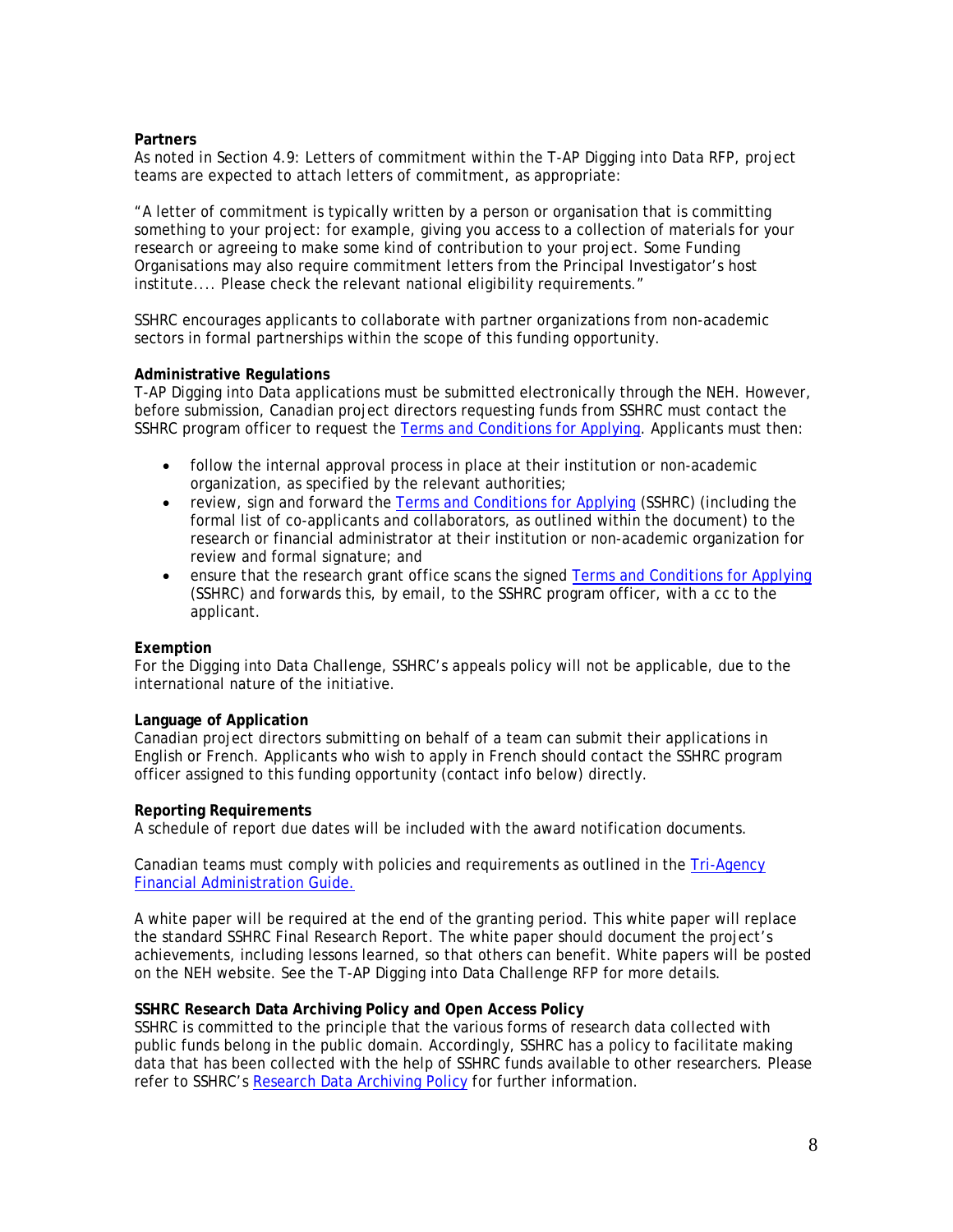**Partners**

As noted in Section 4.9: Letters of commitment within the T-AP Digging into Data RFP, project teams are expected to attach letters of commitment, as appropriate:

"A letter of commitment is typically written by a person or organisation that is committing something to your project: for example, giving you access to a collection of materials for your research or agreeing to make some kind of contribution to your project. Some Funding Organisations may also require commitment letters from the Principal Investigator's host institute.... Please check the relevant national eligibility requirements."

SSHRC encourages applicants to collaborate with partner organizations from non-academic sectors in formal partnerships within the scope of this funding opportunity.

**Administrative Regulations**

T-AP Digging into Data applications must be submitted electronically through the NEH. However, before submission, Canadian project directors requesting funds from SSHRC must contact the SSHRC program officer to request the Terms and Conditions for Applying. Applicants must then:

- follow the internal approval process in place at their institution or non-academic organization, as specified by the relevant authorities;
- review, sign and forward the Terms and Conditions for Applying (SSHRC) (including the formal list of co-applicants and collaborators, as outlined within the document) to the research or financial administrator at their institution or non-academic organization for review and formal signature; and
- ensure that the research grant office scans the signed Terms and Conditions for Applying (SSHRC) and forwards this, by email, to the SSHRC program officer, with a cc to the applicant.

**Exemption**

For the Digging into Data Challenge, SSHRC's appeals policy will not be applicable, due to the international nature of the initiative.

**Language of Application**

Canadian project directors submitting on behalf of a team can submit their applications in English or French. Applicants who wish to apply in French should contact the SSHRC program officer assigned to this funding opportunity (contact info below) directly.

**Reporting Requirements**

A schedule of report due dates will be included with the award notification documents.

Canadian teams must comply with policies and requirements as outlined in the Tri-Agency Financial Administration Guide.

A white paper will be required at the end of the granting period. This white paper will replace the standard SSHRC Final Research Report. The white paper should document the project's achievements, including lessons learned, so that others can benefit. White papers will be posted on the NEH website. See the T-AP Digging into Data Challenge RFP for more details.

**SSHRC Research Data Archiving Policy and Open Access Policy**

SSHRC is committed to the principle that the various forms of research data collected with public funds belong in the public domain. Accordingly, SSHRC has a policy to facilitate making data that has been collected with the help of SSHRC funds available to other researchers. Please refer to SSHRC's Research Data Archiving Policy for further information.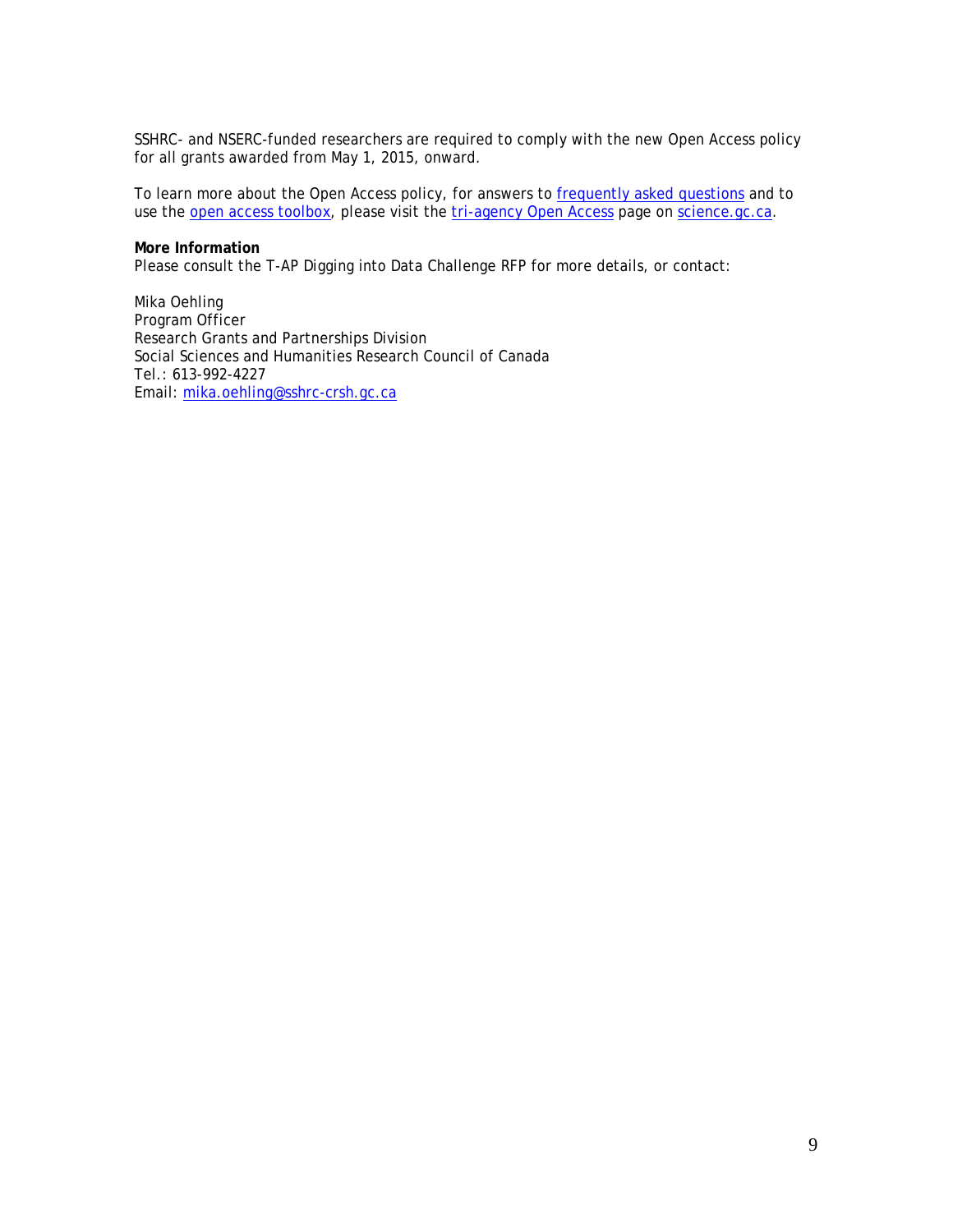SSHRC- and NSERC-funded researchers are required to comply with the new Open Access policy for all grants awarded from May 1, 2015, onward.

To learn more about the Open Access policy, for answers to frequently asked questions and to use the open access toolbox, please visit the tri-agency Open Access page on science.gc.ca.

**More Information**
Please consult the T-AP Digging into Data Challenge RFP for more details, or contact:

Mika Oehling
Program Officer
Research Grants and Partnerships Division
Social Sciences and Humanities Research Council of Canada
Tel.: 613-992-4227
Email: mika.oehling@sshrc-crsh.gc.ca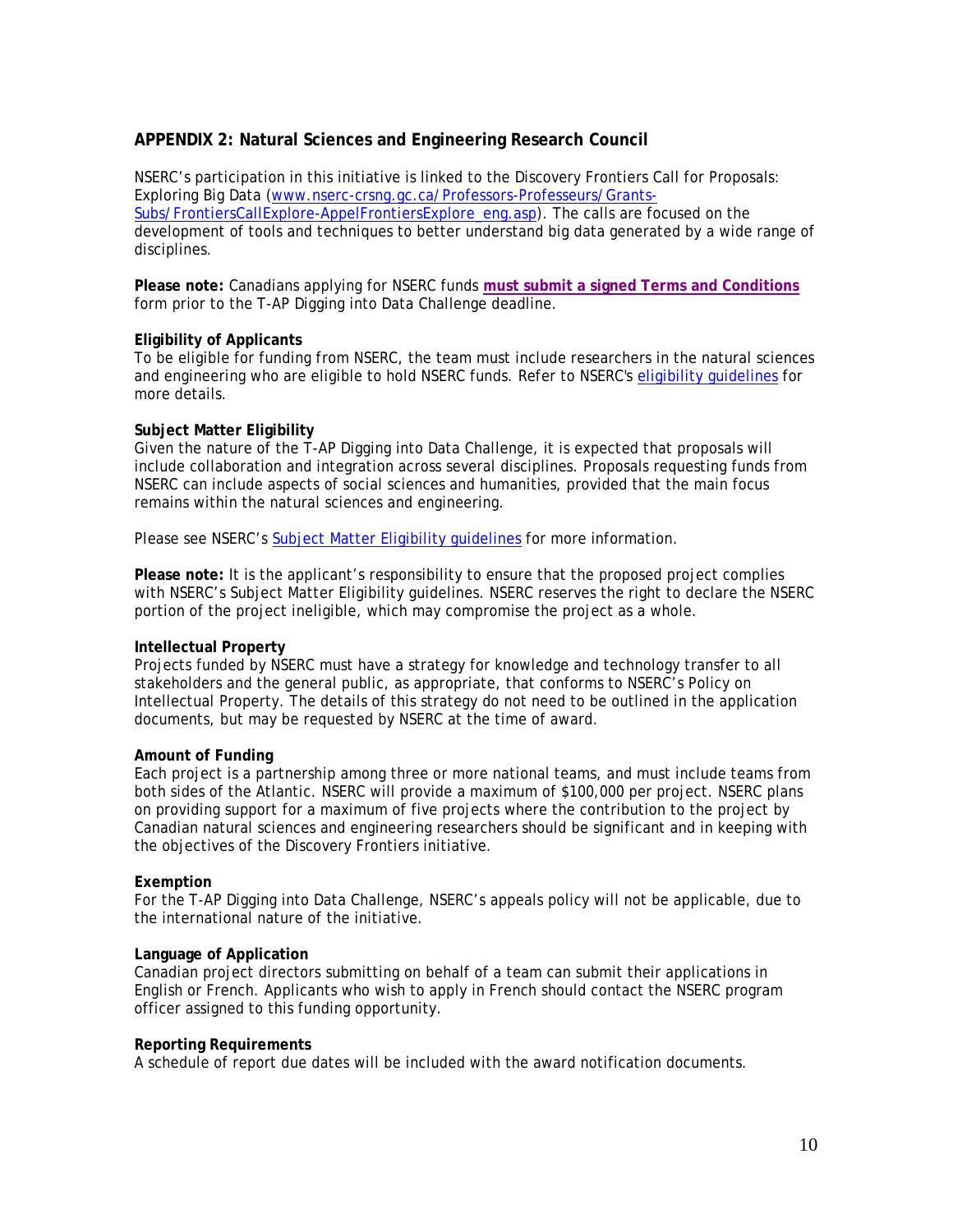## APPENDIX 2: Natural Sciences and Engineering Research Council

NSERC's participation in this initiative is linked to the Discovery Frontiers Call for Proposals: Exploring Big Data (www.nserc-crsng.gc.ca/Professors-Professeurs/Grants-Subs/FrontiersCallExplore-AppelFrontiersExplore_eng.asp). The calls are focused on the development of tools and techniques to better understand big data generated by a wide range of disciplines.

**Please note:** Canadians applying for NSERC funds **must submit a signed Terms and Conditions** form prior to the T-AP Digging into Data Challenge deadline.

**Eligibility of Applicants**
To be eligible for funding from NSERC, the team must include researchers in the natural sciences and engineering who are eligible to hold NSERC funds. Refer to NSERC's eligibility guidelines for more details.

**Subject Matter Eligibility**
Given the nature of the T-AP Digging into Data Challenge, it is expected that proposals will include collaboration and integration across several disciplines. Proposals requesting funds from NSERC can include aspects of social sciences and humanities, provided that the main focus remains within the natural sciences and engineering.

Please see NSERC's Subject Matter Eligibility guidelines for more information.

**Please note:** It is the applicant's responsibility to ensure that the proposed project complies with NSERC's Subject Matter Eligibility guidelines. NSERC reserves the right to declare the NSERC portion of the project ineligible, which may compromise the project as a whole.

**Intellectual Property**
Projects funded by NSERC must have a strategy for knowledge and technology transfer to all stakeholders and the general public, as appropriate, that conforms to NSERC's Policy on Intellectual Property. The details of this strategy do not need to be outlined in the application documents, but may be requested by NSERC at the time of award.

**Amount of Funding**
Each project is a partnership among three or more national teams, and must include teams from both sides of the Atlantic. NSERC will provide a maximum of $100,000 per project. NSERC plans on providing support for a maximum of five projects where the contribution to the project by Canadian natural sciences and engineering researchers should be significant and in keeping with the objectives of the Discovery Frontiers initiative.

**Exemption**
For the T-AP Digging into Data Challenge, NSERC's appeals policy will not be applicable, due to the international nature of the initiative.

**Language of Application**
Canadian project directors submitting on behalf of a team can submit their applications in English or French. Applicants who wish to apply in French should contact the NSERC program officer assigned to this funding opportunity.

**Reporting Requirements**
A schedule of report due dates will be included with the award notification documents.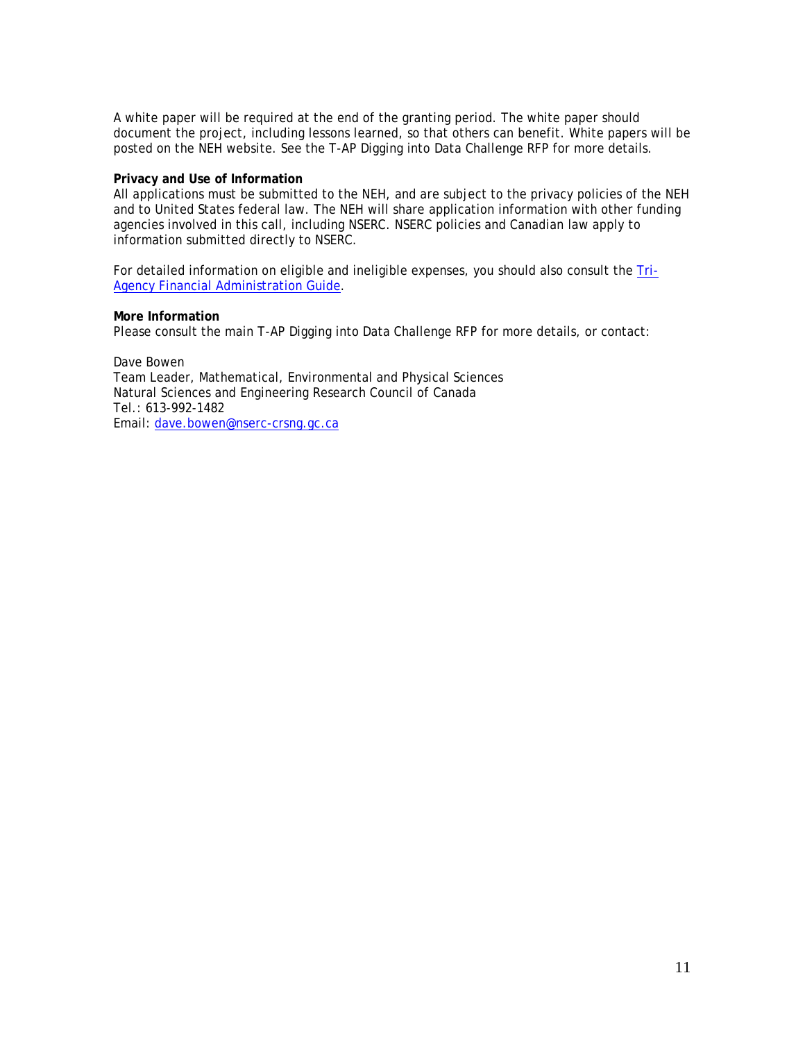A white paper will be required at the end of the granting period. The white paper should document the project, including lessons learned, so that others can benefit. White papers will be posted on the NEH website. See the T-AP Digging into Data Challenge RFP for more details.

**Privacy and Use of Information**

All applications must be submitted to the NEH, and are subject to the privacy policies of the NEH and to United States federal law. The NEH will share application information with other funding agencies involved in this call, including NSERC. NSERC policies and Canadian law apply to information submitted directly to NSERC.

For detailed information on eligible and ineligible expenses, you should also consult the Tri-Agency Financial Administration Guide.

**More Information**

Please consult the main T-AP Digging into Data Challenge RFP for more details, or contact:

Dave Bowen  
Team Leader, Mathematical, Environmental and Physical Sciences  
Natural Sciences and Engineering Research Council of Canada  
Tel.: 613-992-1482  
Email: dave.bowen@nserc-crsng.gc.ca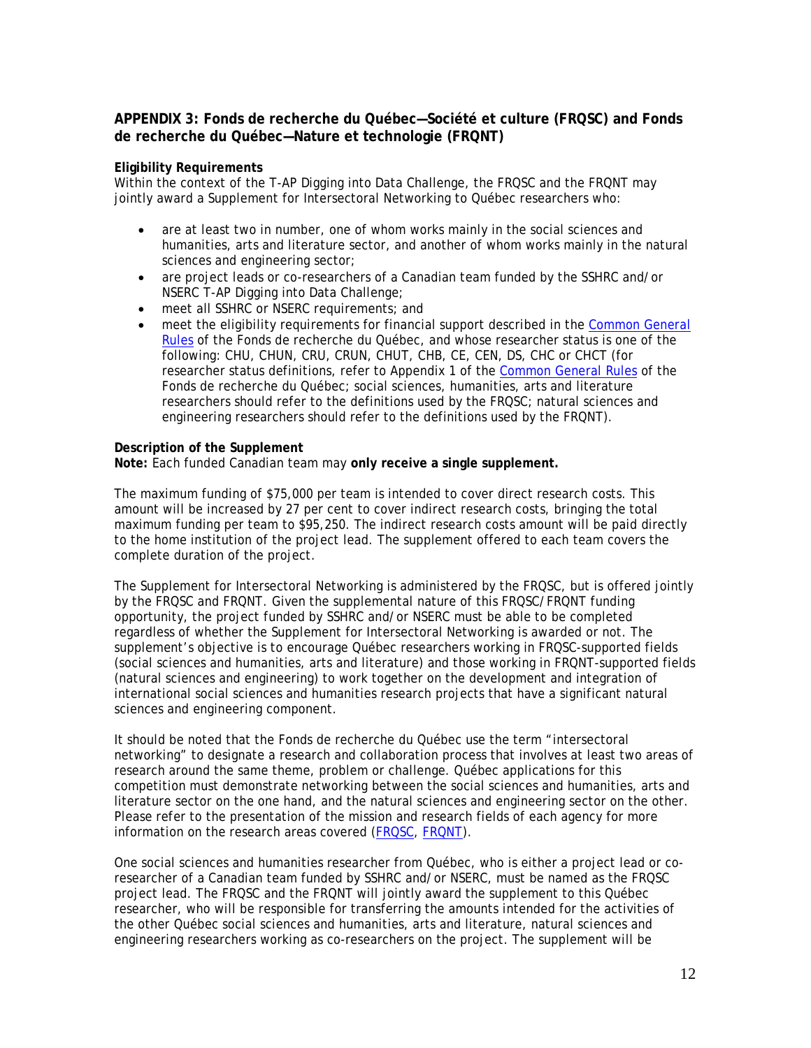## APPENDIX 3: Fonds de recherche du Québec—Société et culture (FRQSC) and Fonds de recherche du Québec—Nature et technologie (FRQNT)

**Eligibility Requirements**

Within the context of the T-AP Digging into Data Challenge, the FRQSC and the FRQNT may jointly award a Supplement for Intersectoral Networking to Québec researchers who:

- are at least two in number, one of whom works mainly in the social sciences and humanities, arts and literature sector, and another of whom works mainly in the natural sciences and engineering sector;
- are project leads or co-researchers of a Canadian team funded by the SSHRC and/or NSERC T-AP Digging into Data Challenge;
- meet all SSHRC or NSERC requirements; and
- meet the eligibility requirements for financial support described in the Common General Rules of the Fonds de recherche du Québec, and whose researcher status is one of the following: CHU, CHUN, CRU, CRUN, CHUT, CHB, CE, CEN, DS, CHC or CHCT (for researcher status definitions, refer to Appendix 1 of the Common General Rules of the Fonds de recherche du Québec; social sciences, humanities, arts and literature researchers should refer to the definitions used by the FRQSC; natural sciences and engineering researchers should refer to the definitions used by the FRQNT).

**Description of the Supplement**

**Note:** Each funded Canadian team may **only receive a single supplement.**

The maximum funding of $75,000 per team is intended to cover direct research costs. This amount will be increased by 27 per cent to cover indirect research costs, bringing the total maximum funding per team to $95,250. The indirect research costs amount will be paid directly to the home institution of the project lead. The supplement offered to each team covers the complete duration of the project.

The Supplement for Intersectoral Networking is administered by the FRQSC, but is offered jointly by the FRQSC and FRQNT. Given the supplemental nature of this FRQSC/FRQNT funding opportunity, the project funded by SSHRC and/or NSERC must be able to be completed regardless of whether the Supplement for Intersectoral Networking is awarded or not. The supplement's objective is to encourage Québec researchers working in FRQSC-supported fields (social sciences and humanities, arts and literature) and those working in FRQNT-supported fields (natural sciences and engineering) to work together on the development and integration of international social sciences and humanities research projects that have a significant natural sciences and engineering component.

It should be noted that the Fonds de recherche du Québec use the term "intersectoral networking" to designate a research and collaboration process that involves at least two areas of research around the same theme, problem or challenge. Québec applications for this competition must demonstrate networking between the social sciences and humanities, arts and literature sector on the one hand, and the natural sciences and engineering sector on the other. Please refer to the presentation of the mission and research fields of each agency for more information on the research areas covered (FRQSC, FRQNT).

One social sciences and humanities researcher from Québec, who is either a project lead or co-researcher of a Canadian team funded by SSHRC and/or NSERC, must be named as the FRQSC project lead. The FRQSC and the FRQNT will jointly award the supplement to this Québec researcher, who will be responsible for transferring the amounts intended for the activities of the other Québec social sciences and humanities, arts and literature, natural sciences and engineering researchers working as co-researchers on the project. The supplement will be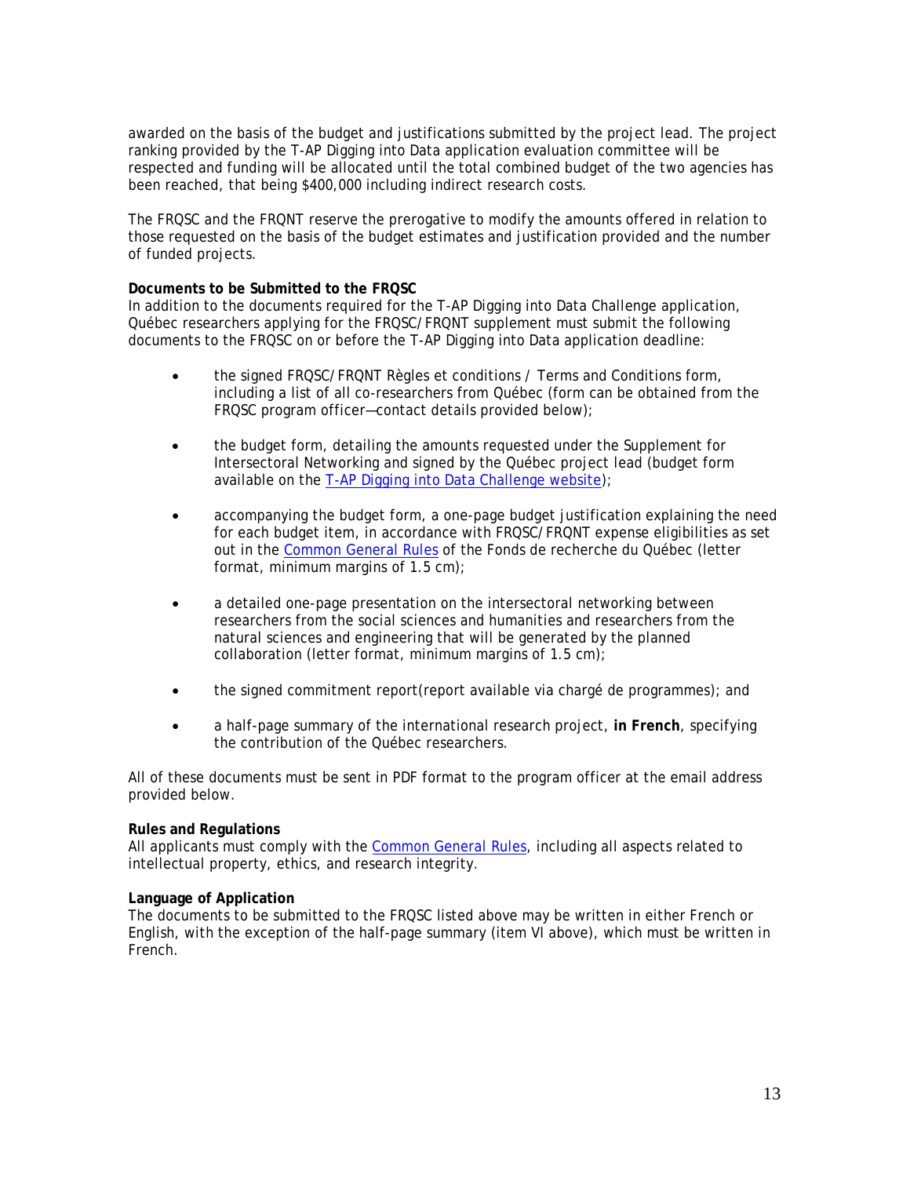awarded on the basis of the budget and justifications submitted by the project lead. The project ranking provided by the T-AP Digging into Data application evaluation committee will be respected and funding will be allocated until the total combined budget of the two agencies has been reached, that being $400,000 including indirect research costs.

The FRQSC and the FRQNT reserve the prerogative to modify the amounts offered in relation to those requested on the basis of the budget estimates and justification provided and the number of funded projects.

**Documents to be Submitted to the FRQSC**

In addition to the documents required for the T-AP Digging into Data Challenge application, Québec researchers applying for the FRQSC/FRQNT supplement must submit the following documents to the FRQSC on or before the T-AP Digging into Data application deadline:

- the signed FRQSC/FRQNT Règles et conditions / Terms and Conditions form, including a list of all co-researchers from Québec (form can be obtained from the FRQSC program officer—contact details provided below);
- the budget form, detailing the amounts requested under the Supplement for Intersectoral Networking and signed by the Québec project lead (budget form available on the [T-AP Digging into Data Challenge website]);
- accompanying the budget form, a one-page budget justification explaining the need for each budget item, in accordance with FRQSC/FRQNT expense eligibilities as set out in the [Common General Rules] of the Fonds de recherche du Québec (letter format, minimum margins of 1.5 cm);
- a detailed one-page presentation on the intersectoral networking between researchers from the social sciences and humanities and researchers from the natural sciences and engineering that will be generated by the planned collaboration (letter format, minimum margins of 1.5 cm);
- the signed commitment report(report available via chargé de programmes); and
- a half-page summary of the international research project, **in French**, specifying the contribution of the Québec researchers.

All of these documents must be sent in PDF format to the program officer at the email address provided below.

**Rules and Regulations**

All applicants must comply with the [Common General Rules], including all aspects related to intellectual property, ethics, and research integrity.

**Language of Application**

The documents to be submitted to the FRQSC listed above may be written in either French or English, with the exception of the half-page summary (item VI above), which must be written in French.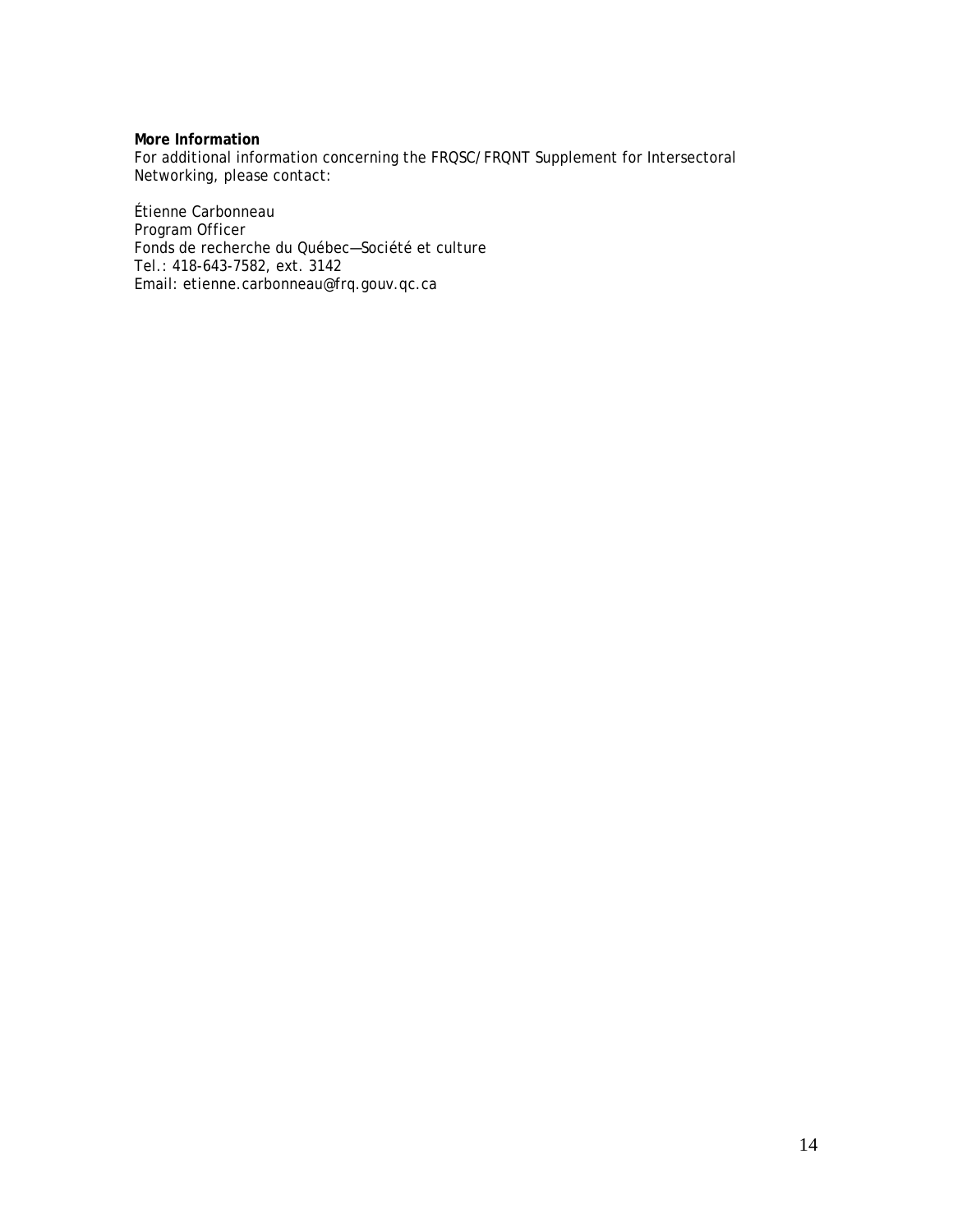**More Information**
For additional information concerning the FRQSC/FRQNT Supplement for Intersectoral Networking, please contact:

Étienne Carbonneau
Program Officer
Fonds de recherche du Québec—Société et culture
Tel.: 418-643-7582, ext. 3142
Email: etienne.carbonneau@frq.gouv.qc.ca